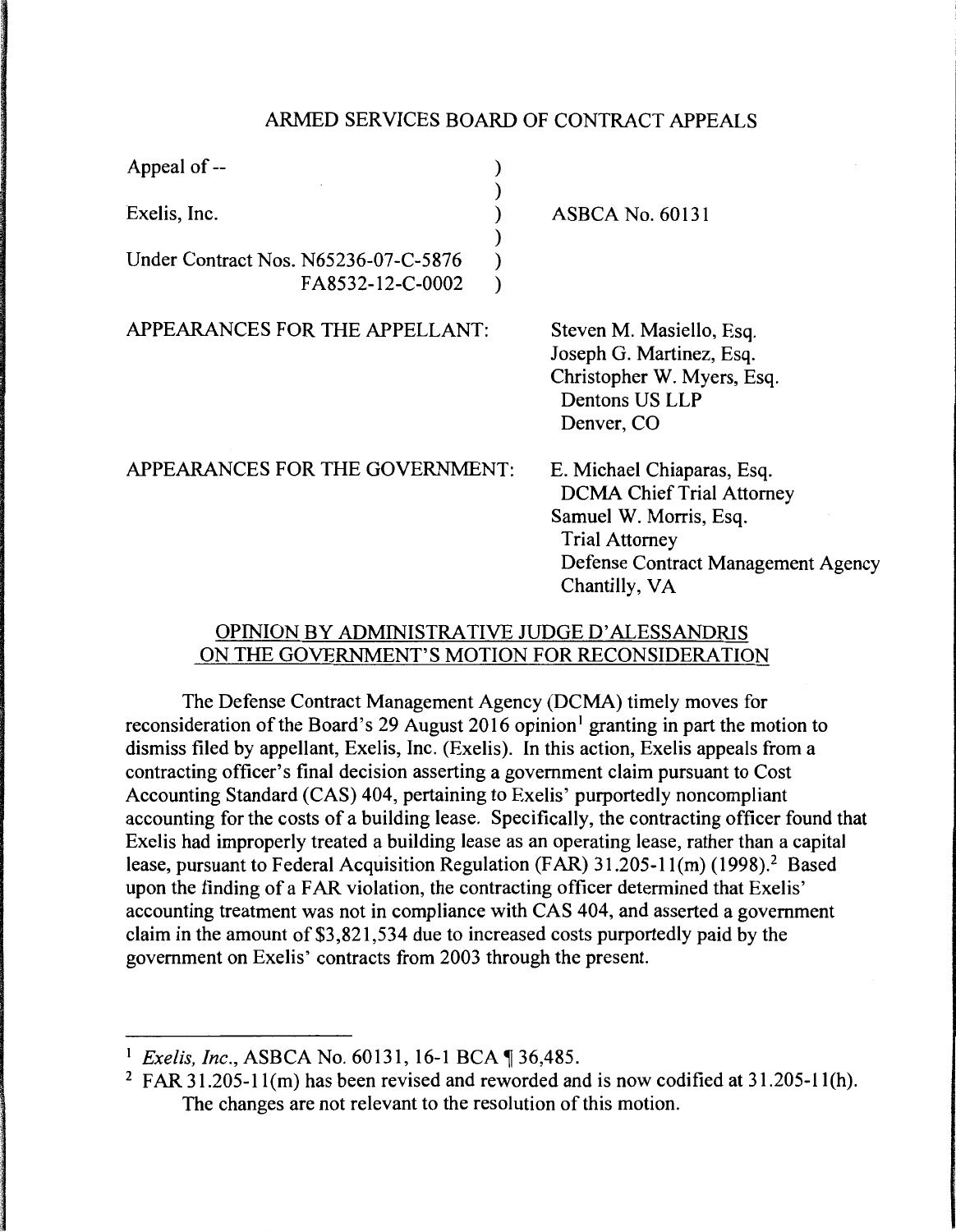ARMED SERVICES BOARD OF CONTRACT APPEALS

| | | |
|---|---|---|
| Appeal of -- | ) | |
| | ) | |
| Exelis, Inc. | ) | ASBCA No. 60131 |
| | ) | |
| Under Contract Nos. N65236-07-C-5876 | ) | |
| FA8532-12-C-0002 | ) | |

APPEARANCES FOR THE APPELLANT:

Steven M. Masiello, Esq.
Joseph G. Martinez, Esq.
Christopher W. Myers, Esq.
Dentons US LLP
Denver, CO

APPEARANCES FOR THE GOVERNMENT:

E. Michael Chiaparas, Esq.
DCMA Chief Trial Attorney
Samuel W. Morris, Esq.
Trial Attorney
Defense Contract Management Agency
Chantilly, VA

OPINION BY ADMINISTRATIVE JUDGE D'ALESSANDRIS ON THE GOVERNMENT'S MOTION FOR RECONSIDERATION

The Defense Contract Management Agency (DCMA) timely moves for reconsideration of the Board's 29 August 2016 opinion[1] granting in part the motion to dismiss filed by appellant, Exelis, Inc. (Exelis). In this action, Exelis appeals from a contracting officer's final decision asserting a government claim pursuant to Cost Accounting Standard (CAS) 404, pertaining to Exelis' purportedly noncompliant accounting for the costs of a building lease. Specifically, the contracting officer found that Exelis had improperly treated a building lease as an operating lease, rather than a capital lease, pursuant to Federal Acquisition Regulation (FAR) 31.205-11(m) (1998).[2] Based upon the finding of a FAR violation, the contracting officer determined that Exelis' accounting treatment was not in compliance with CAS 404, and asserted a government claim in the amount of $3,821,534 due to increased costs purportedly paid by the government on Exelis' contracts from 2003 through the present.

---

[1] *Exelis, Inc.*, ASBCA No. 60131, 16-1 BCA ¶ 36,485.

[2] FAR 31.205-11(m) has been revised and reworded and is now codified at 31.205-11(h). The changes are not relevant to the resolution of this motion.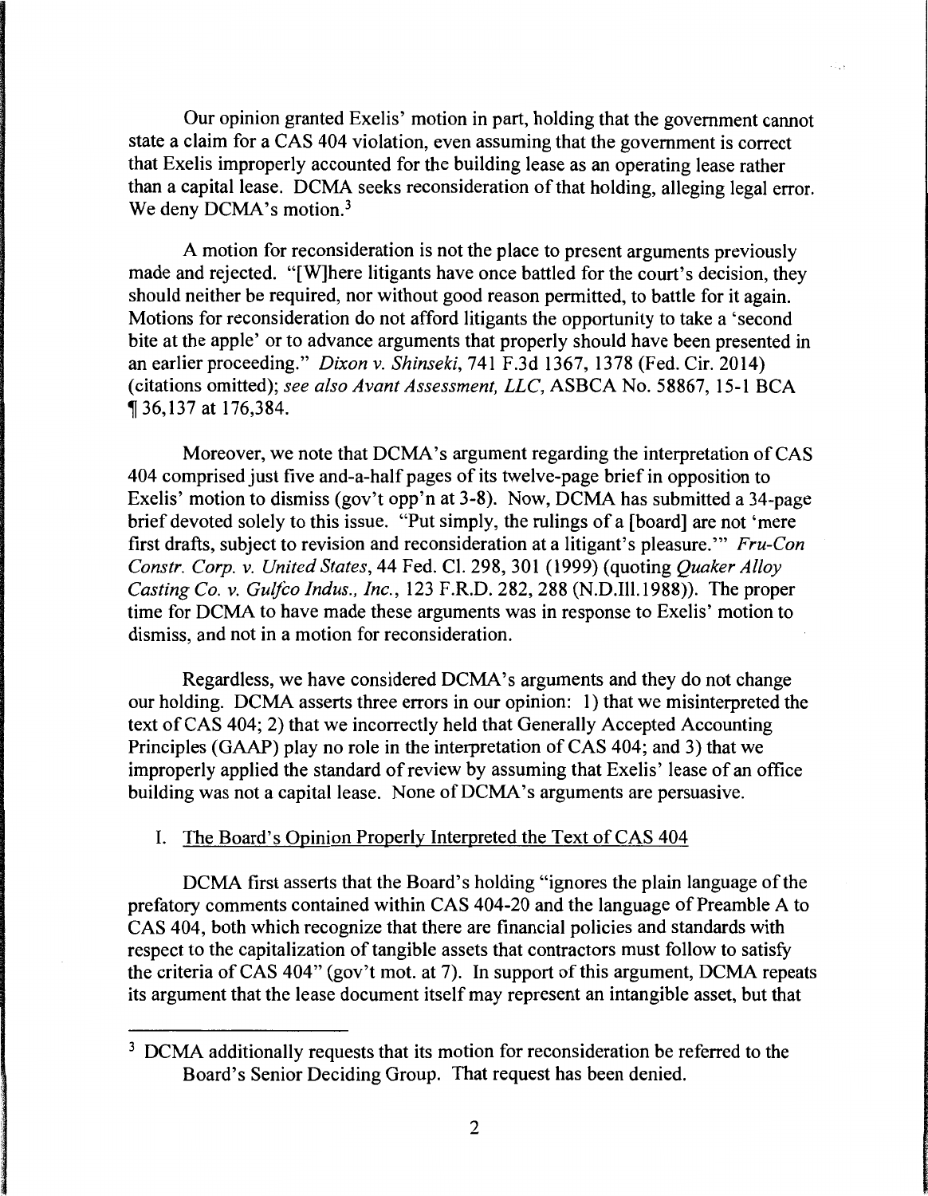Our opinion granted Exelis' motion in part, holding that the government cannot state a claim for a CAS 404 violation, even assuming that the government is correct that Exelis improperly accounted for the building lease as an operating lease rather than a capital lease. DCMA seeks reconsideration of that holding, alleging legal error. We deny DCMA's motion.[3]

A motion for reconsideration is not the place to present arguments previously made and rejected. "[W]here litigants have once battled for the court's decision, they should neither be required, nor without good reason permitted, to battle for it again. Motions for reconsideration do not afford litigants the opportunity to take a 'second bite at the apple' or to advance arguments that properly should have been presented in an earlier proceeding." *Dixon v. Shinseki*, 741 F.3d 1367, 1378 (Fed. Cir. 2014) (citations omitted); *see also Avant Assessment, LLC*, ASBCA No. 58867, 15-1 BCA ¶ 36,137 at 176,384.

Moreover, we note that DCMA's argument regarding the interpretation of CAS 404 comprised just five and-a-half pages of its twelve-page brief in opposition to Exelis' motion to dismiss (gov't opp'n at 3-8). Now, DCMA has submitted a 34-page brief devoted solely to this issue. "Put simply, the rulings of a [board] are not 'mere first drafts, subject to revision and reconsideration at a litigant's pleasure.'" *Fru-Con Constr. Corp. v. United States*, 44 Fed. Cl. 298, 301 (1999) (quoting *Quaker Alloy Casting Co. v. Gulfco Indus., Inc.*, 123 F.R.D. 282, 288 (N.D.Ill.1988)). The proper time for DCMA to have made these arguments was in response to Exelis' motion to dismiss, and not in a motion for reconsideration.

Regardless, we have considered DCMA's arguments and they do not change our holding. DCMA asserts three errors in our opinion: 1) that we misinterpreted the text of CAS 404; 2) that we incorrectly held that Generally Accepted Accounting Principles (GAAP) play no role in the interpretation of CAS 404; and 3) that we improperly applied the standard of review by assuming that Exelis' lease of an office building was not a capital lease. None of DCMA's arguments are persuasive.

## I. The Board's Opinion Properly Interpreted the Text of CAS 404

DCMA first asserts that the Board's holding "ignores the plain language of the prefatory comments contained within CAS 404-20 and the language of Preamble A to CAS 404, both which recognize that there are financial policies and standards with respect to the capitalization of tangible assets that contractors must follow to satisfy the criteria of CAS 404" (gov't mot. at 7). In support of this argument, DCMA repeats its argument that the lease document itself may represent an intangible asset, but that

[3] DCMA additionally requests that its motion for reconsideration be referred to the Board's Senior Deciding Group. That request has been denied.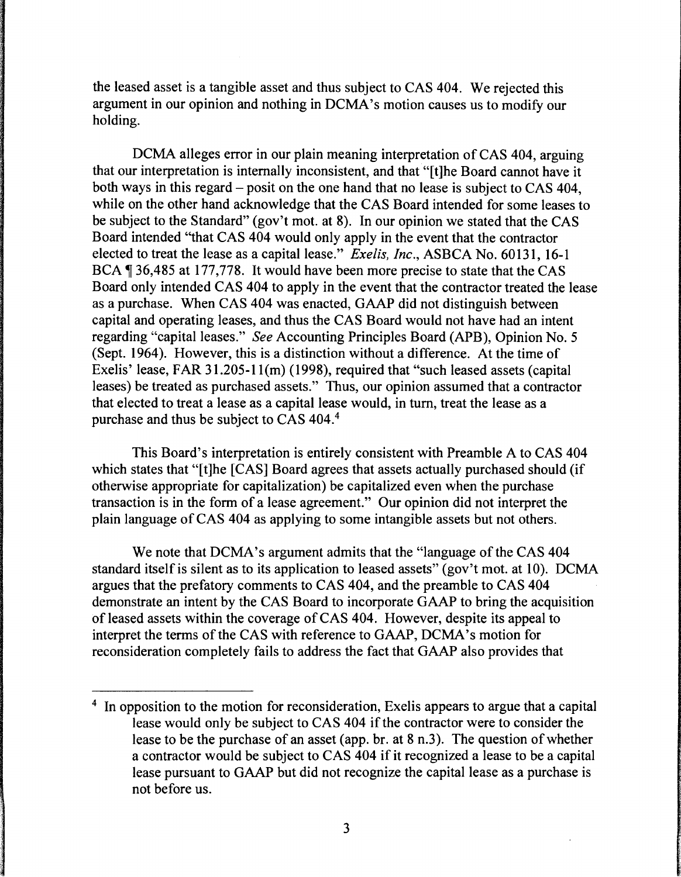the leased asset is a tangible asset and thus subject to CAS 404. We rejected this argument in our opinion and nothing in DCMA's motion causes us to modify our holding.

DCMA alleges error in our plain meaning interpretation of CAS 404, arguing that our interpretation is internally inconsistent, and that "[t]he Board cannot have it both ways in this regard – posit on the one hand that no lease is subject to CAS 404, while on the other hand acknowledge that the CAS Board intended for some leases to be subject to the Standard" (gov't mot. at 8). In our opinion we stated that the CAS Board intended "that CAS 404 would only apply in the event that the contractor elected to treat the lease as a capital lease." *Exelis, Inc.*, ASBCA No. 60131, 16-1 BCA ¶ 36,485 at 177,778. It would have been more precise to state that the CAS Board only intended CAS 404 to apply in the event that the contractor treated the lease as a purchase. When CAS 404 was enacted, GAAP did not distinguish between capital and operating leases, and thus the CAS Board would not have had an intent regarding "capital leases." *See* Accounting Principles Board (APB), Opinion No. 5 (Sept. 1964). However, this is a distinction without a difference. At the time of Exelis' lease, FAR 31.205-11(m) (1998), required that "such leased assets (capital leases) be treated as purchased assets." Thus, our opinion assumed that a contractor that elected to treat a lease as a capital lease would, in turn, treat the lease as a purchase and thus be subject to CAS 404.[4]

This Board's interpretation is entirely consistent with Preamble A to CAS 404 which states that "[t]he [CAS] Board agrees that assets actually purchased should (if otherwise appropriate for capitalization) be capitalized even when the purchase transaction is in the form of a lease agreement." Our opinion did not interpret the plain language of CAS 404 as applying to some intangible assets but not others.

We note that DCMA's argument admits that the "language of the CAS 404 standard itself is silent as to its application to leased assets" (gov't mot. at 10). DCMA argues that the prefatory comments to CAS 404, and the preamble to CAS 404 demonstrate an intent by the CAS Board to incorporate GAAP to bring the acquisition of leased assets within the coverage of CAS 404. However, despite its appeal to interpret the terms of the CAS with reference to GAAP, DCMA's motion for reconsideration completely fails to address the fact that GAAP also provides that

---

[4] In opposition to the motion for reconsideration, Exelis appears to argue that a capital lease would only be subject to CAS 404 if the contractor were to consider the lease to be the purchase of an asset (app. br. at 8 n.3). The question of whether a contractor would be subject to CAS 404 if it recognized a lease to be a capital lease pursuant to GAAP but did not recognize the capital lease as a purchase is not before us.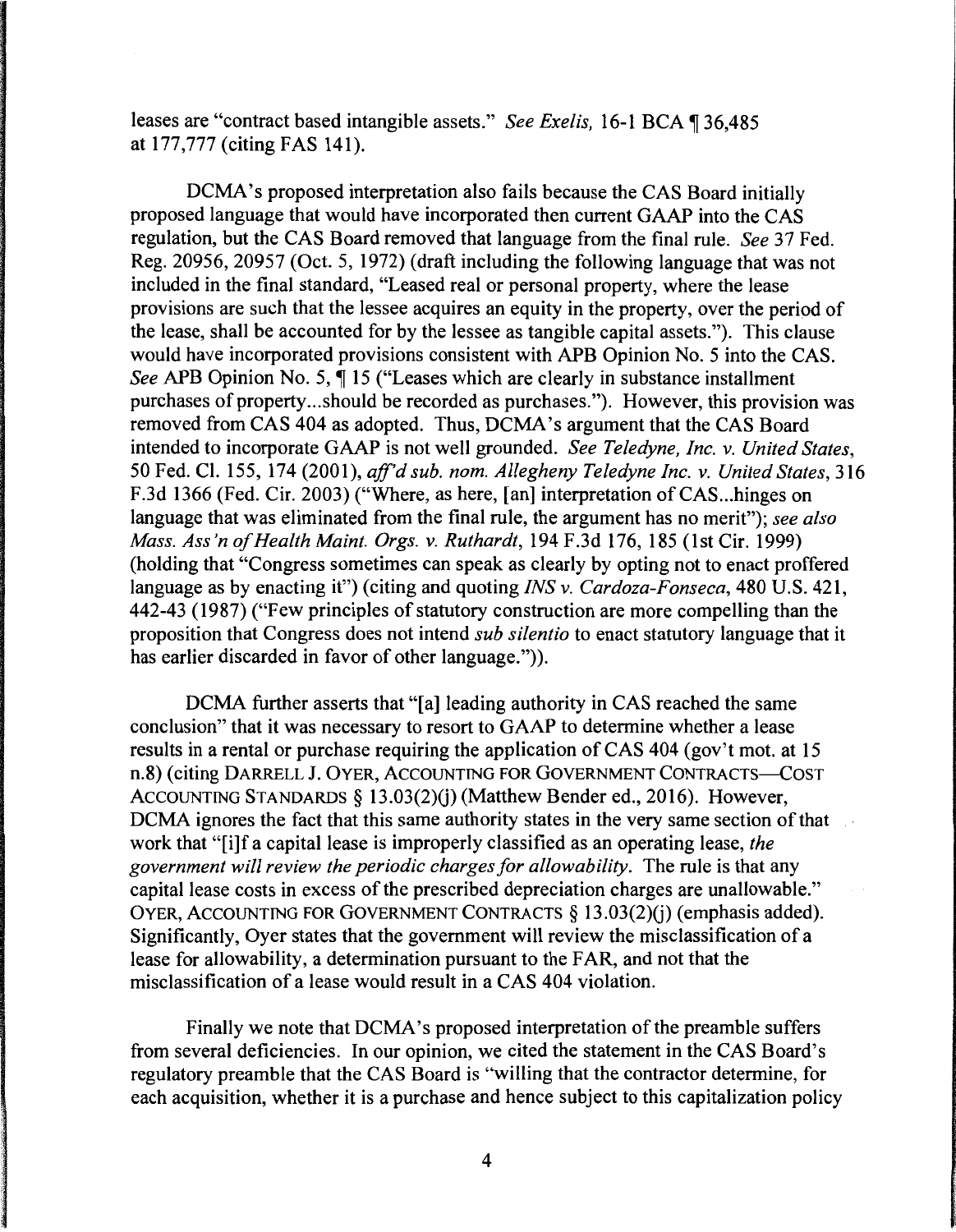leases are "contract based intangible assets." *See Exelis,* 16-1 BCA ¶ 36,485 at 177,777 (citing FAS 141).

DCMA's proposed interpretation also fails because the CAS Board initially proposed language that would have incorporated then current GAAP into the CAS regulation, but the CAS Board removed that language from the final rule. *See* 37 Fed. Reg. 20956, 20957 (Oct. 5, 1972) (draft including the following language that was not included in the final standard, "Leased real or personal property, where the lease provisions are such that the lessee acquires an equity in the property, over the period of the lease, shall be accounted for by the lessee as tangible capital assets."). This clause would have incorporated provisions consistent with APB Opinion No. 5 into the CAS. *See* APB Opinion No. 5, ¶ 15 ("Leases which are clearly in substance installment purchases of property...should be recorded as purchases."). However, this provision was removed from CAS 404 as adopted. Thus, DCMA's argument that the CAS Board intended to incorporate GAAP is not well grounded. *See Teledyne, Inc. v. United States,* 50 Fed. Cl. 155, 174 (2001), *aff'd sub. nom. Allegheny Teledyne Inc. v. United States,* 316 F.3d 1366 (Fed. Cir. 2003) ("Where, as here, [an] interpretation of CAS...hinges on language that was eliminated from the final rule, the argument has no merit"); *see also Mass. Ass'n of Health Maint. Orgs. v. Ruthardt,* 194 F.3d 176, 185 (1st Cir. 1999) (holding that "Congress sometimes can speak as clearly by opting not to enact proffered language as by enacting it") (citing and quoting *INS v. Cardoza-Fonseca,* 480 U.S. 421, 442-43 (1987) ("Few principles of statutory construction are more compelling than the proposition that Congress does not intend *sub silentio* to enact statutory language that it has earlier discarded in favor of other language.")).

DCMA further asserts that "[a] leading authority in CAS reached the same conclusion" that it was necessary to resort to GAAP to determine whether a lease results in a rental or purchase requiring the application of CAS 404 (gov't mot. at 15 n.8) (citing DARRELL J. OYER, ACCOUNTING FOR GOVERNMENT CONTRACTS—COST ACCOUNTING STANDARDS § 13.03(2)(j) (Matthew Bender ed., 2016). However, DCMA ignores the fact that this same authority states in the very same section of that work that "[i]f a capital lease is improperly classified as an operating lease, *the government will review the periodic charges for allowability.* The rule is that any capital lease costs in excess of the prescribed depreciation charges are unallowable." OYER, ACCOUNTING FOR GOVERNMENT CONTRACTS § 13.03(2)(j) (emphasis added). Significantly, Oyer states that the government will review the misclassification of a lease for allowability, a determination pursuant to the FAR, and not that the misclassification of a lease would result in a CAS 404 violation.

Finally we note that DCMA's proposed interpretation of the preamble suffers from several deficiencies. In our opinion, we cited the statement in the CAS Board's regulatory preamble that the CAS Board is "willing that the contractor determine, for each acquisition, whether it is a purchase and hence subject to this capitalization policy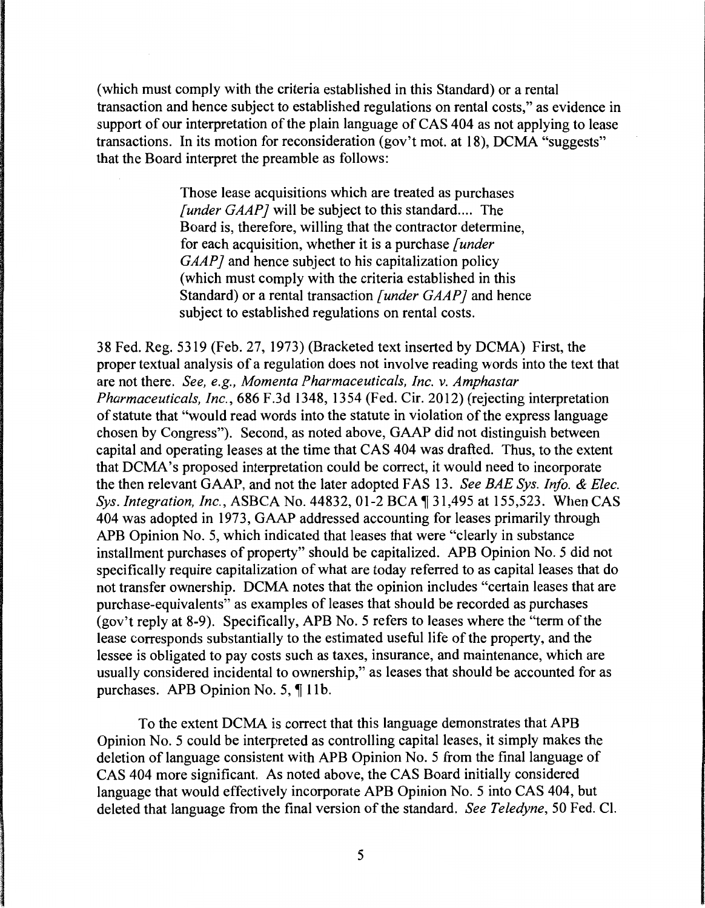(which must comply with the criteria established in this Standard) or a rental transaction and hence subject to established regulations on rental costs," as evidence in support of our interpretation of the plain language of CAS 404 as not applying to lease transactions. In its motion for reconsideration (gov't mot. at 18), DCMA "suggests" that the Board interpret the preamble as follows:

> Those lease acquisitions which are treated as purchases *[under GAAP]* will be subject to this standard.... The Board is, therefore, willing that the contractor determine, for each acquisition, whether it is a purchase *[under GAAP]* and hence subject to his capitalization policy (which must comply with the criteria established in this Standard) or a rental transaction *[under GAAP]* and hence subject to established regulations on rental costs.

38 Fed. Reg. 5319 (Feb. 27, 1973) (Bracketed text inserted by DCMA) First, the proper textual analysis of a regulation does not involve reading words into the text that are not there. *See, e.g., Momenta Pharmaceuticals, Inc. v. Amphastar Pharmaceuticals, Inc.*, 686 F.3d 1348, 1354 (Fed. Cir. 2012) (rejecting interpretation of statute that "would read words into the statute in violation of the express language chosen by Congress"). Second, as noted above, GAAP did not distinguish between capital and operating leases at the time that CAS 404 was drafted. Thus, to the extent that DCMA's proposed interpretation could be correct, it would need to incorporate the then relevant GAAP, and not the later adopted FAS 13. *See BAE Sys. Info. & Elec. Sys. Integration, Inc.*, ASBCA No. 44832, 01-2 BCA ¶ 31,495 at 155,523. When CAS 404 was adopted in 1973, GAAP addressed accounting for leases primarily through APB Opinion No. 5, which indicated that leases that were "clearly in substance installment purchases of property" should be capitalized. APB Opinion No. 5 did not specifically require capitalization of what are today referred to as capital leases that do not transfer ownership. DCMA notes that the opinion includes "certain leases that are purchase-equivalents" as examples of leases that should be recorded as purchases (gov't reply at 8-9). Specifically, APB No. 5 refers to leases where the "term of the lease corresponds substantially to the estimated useful life of the property, and the lessee is obligated to pay costs such as taxes, insurance, and maintenance, which are usually considered incidental to ownership," as leases that should be accounted for as purchases. APB Opinion No. 5, ¶ 11b.

To the extent DCMA is correct that this language demonstrates that APB Opinion No. 5 could be interpreted as controlling capital leases, it simply makes the deletion of language consistent with APB Opinion No. 5 from the final language of CAS 404 more significant. As noted above, the CAS Board initially considered language that would effectively incorporate APB Opinion No. 5 into CAS 404, but deleted that language from the final version of the standard. *See Teledyne*, 50 Fed. Cl.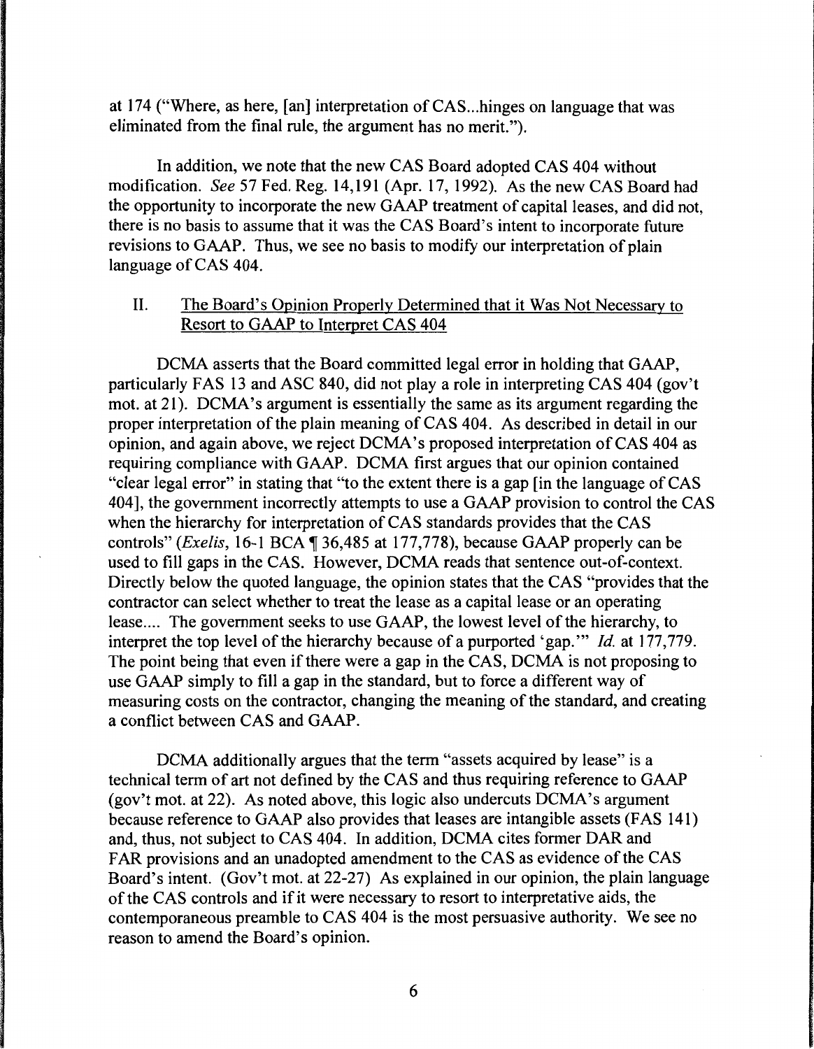at 174 ("Where, as here, [an] interpretation of CAS...hinges on language that was eliminated from the final rule, the argument has no merit.").

In addition, we note that the new CAS Board adopted CAS 404 without modification. *See* 57 Fed. Reg. 14,191 (Apr. 17, 1992). As the new CAS Board had the opportunity to incorporate the new GAAP treatment of capital leases, and did not, there is no basis to assume that it was the CAS Board's intent to incorporate future revisions to GAAP. Thus, we see no basis to modify our interpretation of plain language of CAS 404.

## II. The Board's Opinion Properly Determined that it Was Not Necessary to Resort to GAAP to Interpret CAS 404

DCMA asserts that the Board committed legal error in holding that GAAP, particularly FAS 13 and ASC 840, did not play a role in interpreting CAS 404 (gov't mot. at 21). DCMA's argument is essentially the same as its argument regarding the proper interpretation of the plain meaning of CAS 404. As described in detail in our opinion, and again above, we reject DCMA's proposed interpretation of CAS 404 as requiring compliance with GAAP. DCMA first argues that our opinion contained "clear legal error" in stating that "to the extent there is a gap [in the language of CAS 404], the government incorrectly attempts to use a GAAP provision to control the CAS when the hierarchy for interpretation of CAS standards provides that the CAS controls" (*Exelis*, 16-1 BCA ¶ 36,485 at 177,778), because GAAP properly can be used to fill gaps in the CAS. However, DCMA reads that sentence out-of-context. Directly below the quoted language, the opinion states that the CAS "provides that the contractor can select whether to treat the lease as a capital lease or an operating lease.... The government seeks to use GAAP, the lowest level of the hierarchy, to interpret the top level of the hierarchy because of a purported 'gap.'" *Id.* at 177,779. The point being that even if there were a gap in the CAS, DCMA is not proposing to use GAAP simply to fill a gap in the standard, but to force a different way of measuring costs on the contractor, changing the meaning of the standard, and creating a conflict between CAS and GAAP.

DCMA additionally argues that the term "assets acquired by lease" is a technical term of art not defined by the CAS and thus requiring reference to GAAP (gov't mot. at 22). As noted above, this logic also undercuts DCMA's argument because reference to GAAP also provides that leases are intangible assets (FAS 141) and, thus, not subject to CAS 404. In addition, DCMA cites former DAR and FAR provisions and an unadopted amendment to the CAS as evidence of the CAS Board's intent. (Gov't mot. at 22-27) As explained in our opinion, the plain language of the CAS controls and if it were necessary to resort to interpretative aids, the contemporaneous preamble to CAS 404 is the most persuasive authority. We see no reason to amend the Board's opinion.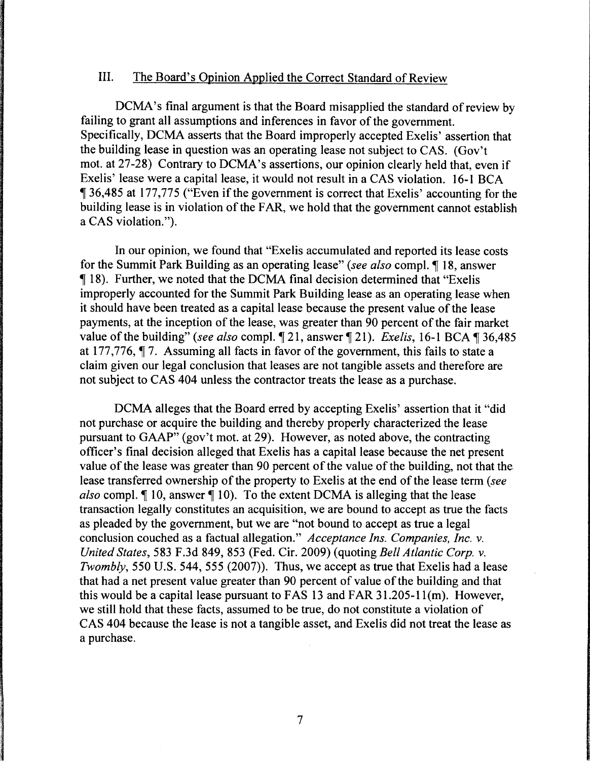## III. The Board's Opinion Applied the Correct Standard of Review

DCMA's final argument is that the Board misapplied the standard of review by failing to grant all assumptions and inferences in favor of the government. Specifically, DCMA asserts that the Board improperly accepted Exelis' assertion that the building lease in question was an operating lease not subject to CAS. (Gov't mot. at 27-28) Contrary to DCMA's assertions, our opinion clearly held that, even if Exelis' lease were a capital lease, it would not result in a CAS violation. 16-1 BCA ¶ 36,485 at 177,775 ("Even if the government is correct that Exelis' accounting for the building lease is in violation of the FAR, we hold that the government cannot establish a CAS violation.").

In our opinion, we found that "Exelis accumulated and reported its lease costs for the Summit Park Building as an operating lease" (*see also* compl. ¶ 18, answer ¶ 18). Further, we noted that the DCMA final decision determined that "Exelis improperly accounted for the Summit Park Building lease as an operating lease when it should have been treated as a capital lease because the present value of the lease payments, at the inception of the lease, was greater than 90 percent of the fair market value of the building" (*see also* compl. ¶ 21, answer ¶ 21). *Exelis*, 16-1 BCA ¶ 36,485 at 177,776, ¶ 7. Assuming all facts in favor of the government, this fails to state a claim given our legal conclusion that leases are not tangible assets and therefore are not subject to CAS 404 unless the contractor treats the lease as a purchase.

DCMA alleges that the Board erred by accepting Exelis' assertion that it "did not purchase or acquire the building and thereby properly characterized the lease pursuant to GAAP" (gov't mot. at 29). However, as noted above, the contracting officer's final decision alleged that Exelis has a capital lease because the net present value of the lease was greater than 90 percent of the value of the building, not that the lease transferred ownership of the property to Exelis at the end of the lease term (*see also* compl. ¶ 10, answer ¶ 10). To the extent DCMA is alleging that the lease transaction legally constitutes an acquisition, we are bound to accept as true the facts as pleaded by the government, but we are "not bound to accept as true a legal conclusion couched as a factual allegation." *Acceptance Ins. Companies, Inc. v. United States*, 583 F.3d 849, 853 (Fed. Cir. 2009) (quoting *Bell Atlantic Corp. v. Twombly*, 550 U.S. 544, 555 (2007)). Thus, we accept as true that Exelis had a lease that had a net present value greater than 90 percent of value of the building and that this would be a capital lease pursuant to FAS 13 and FAR 31.205-11(m). However, we still hold that these facts, assumed to be true, do not constitute a violation of CAS 404 because the lease is not a tangible asset, and Exelis did not treat the lease as a purchase.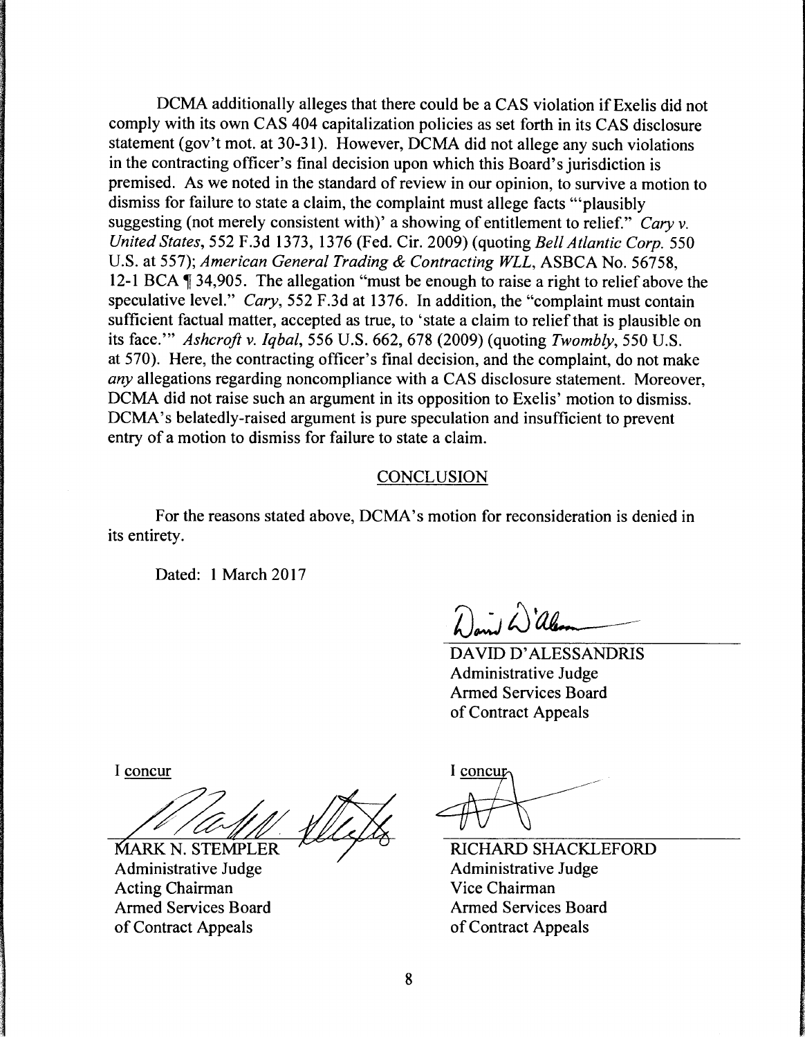DCMA additionally alleges that there could be a CAS violation if Exelis did not comply with its own CAS 404 capitalization policies as set forth in its CAS disclosure statement (gov't mot. at 30-31). However, DCMA did not allege any such violations in the contracting officer's final decision upon which this Board's jurisdiction is premised. As we noted in the standard of review in our opinion, to survive a motion to dismiss for failure to state a claim, the complaint must allege facts "'plausibly suggesting (not merely consistent with)' a showing of entitlement to relief." *Cary v. United States*, 552 F.3d 1373, 1376 (Fed. Cir. 2009) (quoting *Bell Atlantic Corp.* 550 U.S. at 557); *American General Trading & Contracting WLL*, ASBCA No. 56758, 12-1 BCA ¶ 34,905. The allegation "must be enough to raise a right to relief above the speculative level." *Cary*, 552 F.3d at 1376. In addition, the "complaint must contain sufficient factual matter, accepted as true, to 'state a claim to relief that is plausible on its face.'" *Ashcroft v. Iqbal*, 556 U.S. 662, 678 (2009) (quoting *Twombly*, 550 U.S. at 570). Here, the contracting officer's final decision, and the complaint, do not make *any* allegations regarding noncompliance with a CAS disclosure statement. Moreover, DCMA did not raise such an argument in its opposition to Exelis' motion to dismiss. DCMA's belatedly-raised argument is pure speculation and insufficient to prevent entry of a motion to dismiss for failure to state a claim.

## CONCLUSION

For the reasons stated above, DCMA's motion for reconsideration is denied in its entirety.

Dated: 1 March 2017

DAVID D'ALESSANDRIS
Administrative Judge
Armed Services Board
of Contract Appeals

I concur

MARK N. STEMPLER
Administrative Judge
Acting Chairman
Armed Services Board
of Contract Appeals

I concur

RICHARD SHACKLEFORD
Administrative Judge
Vice Chairman
Armed Services Board
of Contract Appeals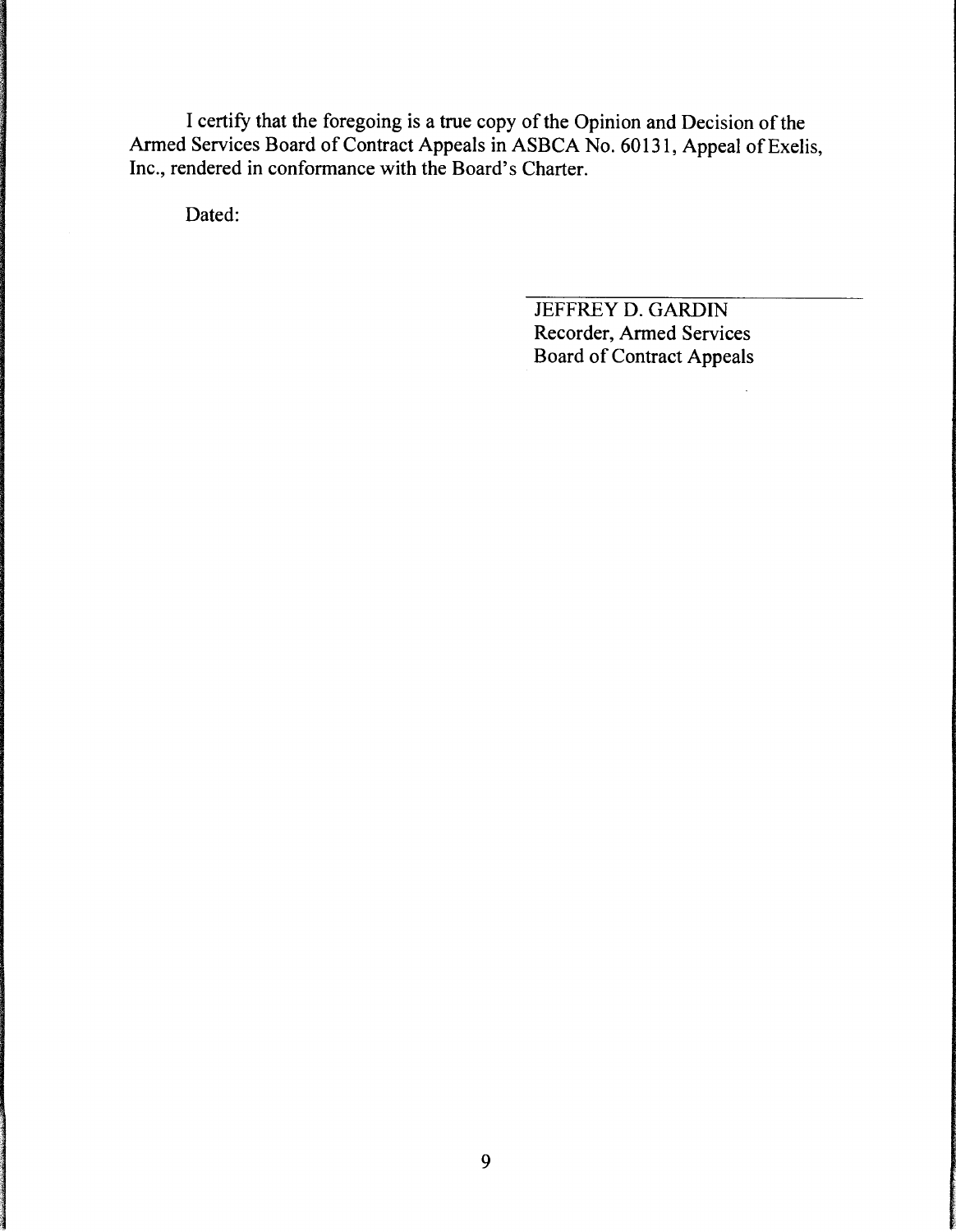I certify that the foregoing is a true copy of the Opinion and Decision of the Armed Services Board of Contract Appeals in ASBCA No. 60131, Appeal of Exelis, Inc., rendered in conformance with the Board's Charter.

Dated:

JEFFREY D. GARDIN
Recorder, Armed Services
Board of Contract Appeals